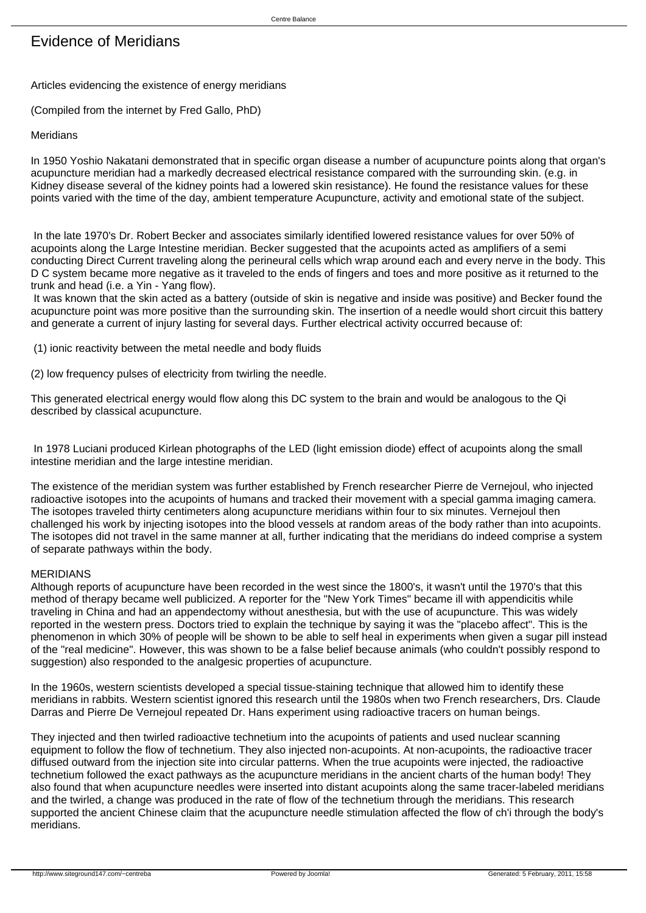# Evidence of Meridians

Articles evidencing the existence of energy meridians

(Compiled from the internet by Fred Gallo, PhD)

Meridians

In 1950 Yoshio Nakatani demonstrated that in specific organ disease a number of acupuncture points along that organ's acupuncture meridian had a markedly decreased electrical resistance compared with the surrounding skin. (e.g. in Kidney disease several of the kidney points had a lowered skin resistance). He found the resistance values for these points varied with the time of the day, ambient temperature Acupuncture, activity and emotional state of the subject.

In the late 1970's Dr. Robert Becker and associates similarly identified lowered resistance values for over 50% of acupoints along the Large Intestine meridian. Becker suggested that the acupoints acted as amplifiers of a semi conducting Direct Current traveling along the perineural cells which wrap around each and every nerve in the body. This D C system became more negative as it traveled to the ends of fingers and toes and more positive as it returned to the trunk and head (i.e. a Yin - Yang flow).

It was known that the skin acted as a battery (outside of skin is negative and inside was positive) and Becker found the acupuncture point was more positive than the surrounding skin. The insertion of a needle would short circuit this battery and generate a current of injury lasting for several days. Further electrical activity occurred because of:

(1) ionic reactivity between the metal needle and body fluids

(2) low frequency pulses of electricity from twirling the needle.

This generated electrical energy would flow along this DC system to the brain and would be analogous to the Qi described by classical acupuncture.

In 1978 Luciani produced Kirlean photographs of the LED (light emission diode) effect of acupoints along the small intestine meridian and the large intestine meridian.

The existence of the meridian system was further established by French researcher Pierre de Vernejoul, who injected radioactive isotopes into the acupoints of humans and tracked their movement with a special gamma imaging camera. The isotopes traveled thirty centimeters along acupuncture meridians within four to six minutes. Vernejoul then challenged his work by injecting isotopes into the blood vessels at random areas of the body rather than into acupoints. The isotopes did not travel in the same manner at all, further indicating that the meridians do indeed comprise a system of separate pathways within the body.

MERIDIANS

Although reports of acupuncture have been recorded in the west since the 1800's, it wasn't until the 1970's that this method of therapy became well publicized. A reporter for the "New York Times" became ill with appendicitis while traveling in China and had an appendectomy without anesthesia, but with the use of acupuncture. This was widely reported in the western press. Doctors tried to explain the technique by saying it was the "placebo affect". This is the phenomenon in which 30% of people will be shown to be able to self heal in experiments when given a sugar pill instead of the "real medicine". However, this was shown to be a false belief because animals (who couldn't possibly respond to suggestion) also responded to the analgesic properties of acupuncture.

In the 1960s, western scientists developed a special tissue-staining technique that allowed him to identify these meridians in rabbits. Western scientist ignored this research until the 1980s when two French researchers, Drs. Claude Darras and Pierre De Vernejoul repeated Dr. Hans experiment using radioactive tracers on human beings.

They injected and then twirled radioactive technetium into the acupoints of patients and used nuclear scanning equipment to follow the flow of technetium. They also injected non-acupoints. At non-acupoints, the radioactive tracer diffused outward from the injection site into circular patterns. When the true acupoints were injected, the radioactive technetium followed the exact pathways as the acupuncture meridians in the ancient charts of the human body! They also found that when acupuncture needles were inserted into distant acupoints along the same tracer-labeled meridians and the twirled, a change was produced in the rate of flow of the technetium through the meridians. This research supported the ancient Chinese claim that the acupuncture needle stimulation affected the flow of ch'i through the body's meridians.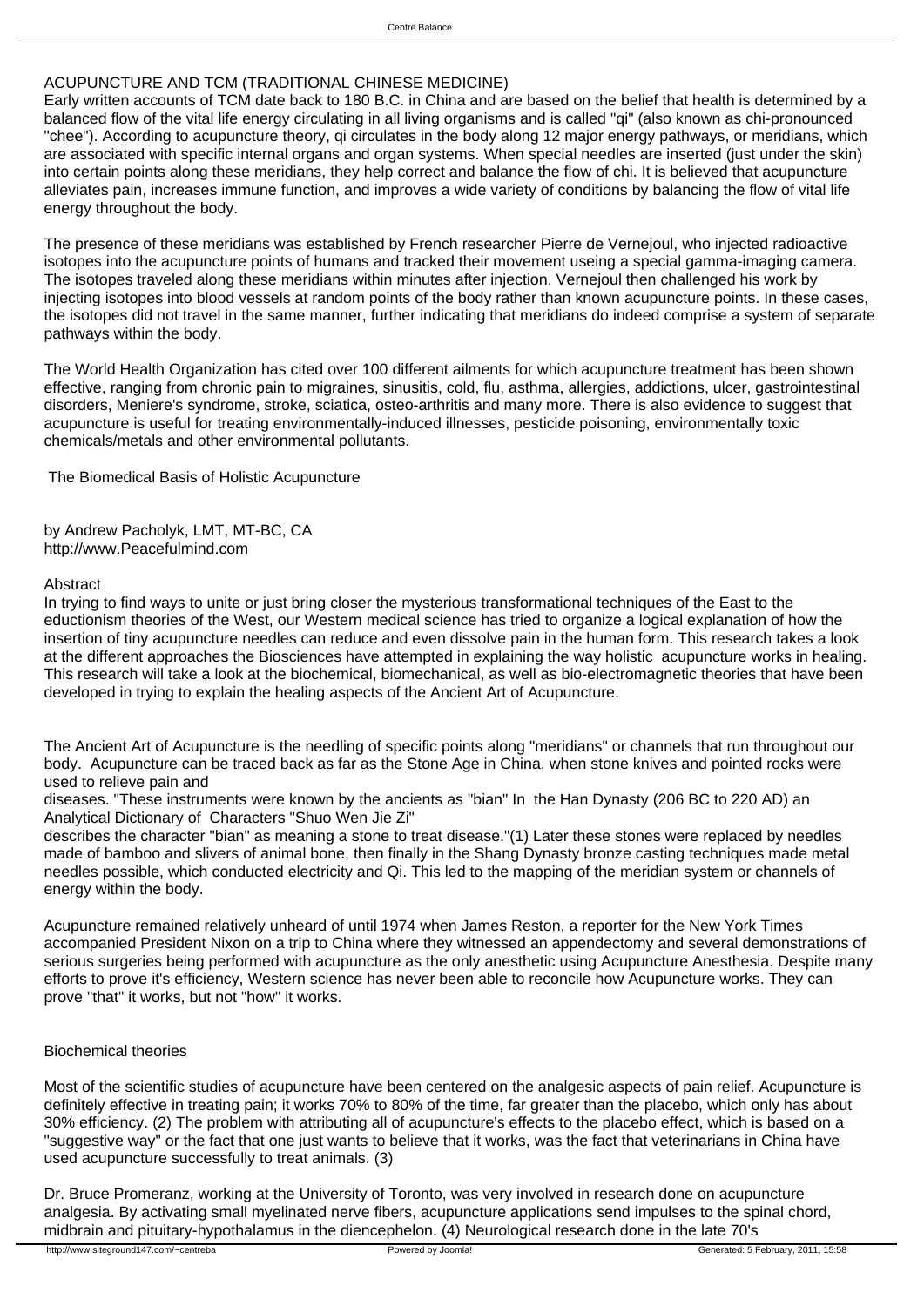## ACUPUNCTURE AND TCM (TRADITIONAL CHINESE MEDICINE)

Early written accounts of TCM date back to 180 B.C. in China and are based on the belief that health is determined by a balanced flow of the vital life energy circulating in all living organisms and is called "qi" (also known as chi-pronounced "chee"). According to acupuncture theory, qi circulates in the body along 12 major energy pathways, or meridians, which are associated with specific internal organs and organ systems. When special needles are inserted (just under the skin) into certain points along these meridians, they help correct and balance the flow of chi. It is believed that acupuncture alleviates pain, increases immune function, and improves a wide variety of conditions by balancing the flow of vital life energy throughout the body.

The presence of these meridians was established by French researcher Pierre de Vernejoul, who injected radioactive isotopes into the acupuncture points of humans and tracked their movement useing a special gamma-imaging camera. The isotopes traveled along these meridians within minutes after injection. Vernejoul then challenged his work by injecting isotopes into blood vessels at random points of the body rather than known acupuncture points. In these cases, the isotopes did not travel in the same manner, further indicating that meridians do indeed comprise a system of separate pathways within the body.

The World Health Organization has cited over 100 different ailments for which acupuncture treatment has been shown effective, ranging from chronic pain to migraines, sinusitis, cold, flu, asthma, allergies, addictions, ulcer, gastrointestinal disorders, Meniere's syndrome, stroke, sciatica, osteo-arthritis and many more. There is also evidence to suggest that acupuncture is useful for treating environmentally-induced illnesses, pesticide poisoning, environmentally toxic chemicals/metals and other environmental pollutants.

## The Biomedical Basis of Holistic Acupuncture

by Andrew Pacholyk, LMT, MT-BC, CA
http://www.Peacefulmind.com

### Abstract

In trying to find ways to unite or just bring closer the mysterious transformational techniques of the East to the eductionism theories of the West, our Western medical science has tried to organize a logical explanation of how the insertion of tiny acupuncture needles can reduce and even dissolve pain in the human form. This research takes a look at the different approaches the Biosciences have attempted in explaining the way holistic acupuncture works in healing. This research will take a look at the biochemical, biomechanical, as well as bio-electromagnetic theories that have been developed in trying to explain the healing aspects of the Ancient Art of Acupuncture.

The Ancient Art of Acupuncture is the needling of specific points along "meridians" or channels that run throughout our body. Acupuncture can be traced back as far as the Stone Age in China, when stone knives and pointed rocks were used to relieve pain and diseases. "These instruments were known by the ancients as "bian" In the Han Dynasty (206 BC to 220 AD) an Analytical Dictionary of Characters "Shuo Wen Jie Zi" describes the character "bian" as meaning a stone to treat disease."(1) Later these stones were replaced by needles made of bamboo and slivers of animal bone, then finally in the Shang Dynasty bronze casting techniques made metal needles possible, which conducted electricity and Qi. This led to the mapping of the meridian system or channels of energy within the body.

Acupuncture remained relatively unheard of until 1974 when James Reston, a reporter for the New York Times accompanied President Nixon on a trip to China where they witnessed an appendectomy and several demonstrations of serious surgeries being performed with acupuncture as the only anesthetic using Acupuncture Anesthesia. Despite many efforts to prove it's efficiency, Western science has never been able to reconcile how Acupuncture works. They can prove "that" it works, but not "how" it works.

### Biochemical theories

Most of the scientific studies of acupuncture have been centered on the analgesic aspects of pain relief. Acupuncture is definitely effective in treating pain; it works 70% to 80% of the time, far greater than the placebo, which only has about 30% efficiency. (2) The problem with attributing all of acupuncture's effects to the placebo effect, which is based on a "suggestive way" or the fact that one just wants to believe that it works, was the fact that veterinarians in China have used acupuncture successfully to treat animals. (3)

Dr. Bruce Promeranz, working at the University of Toronto, was very involved in research done on acupuncture analgesia. By activating small myelinated nerve fibers, acupuncture applications send impulses to the spinal chord, midbrain and pituitary-hypothalamus in the diencephelon. (4) Neurological research done in the late 70's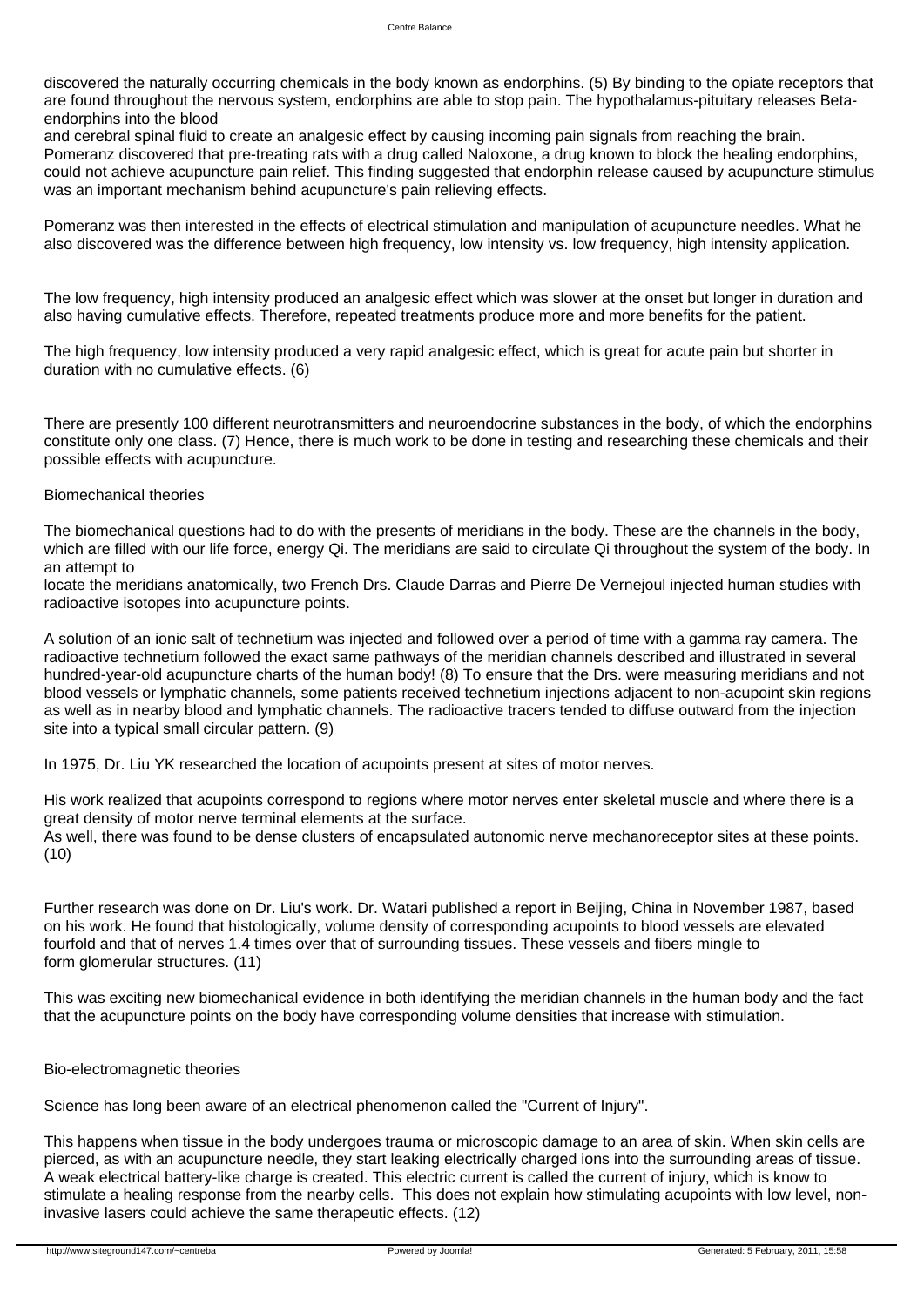discovered the naturally occurring chemicals in the body known as endorphins. (5) By binding to the opiate receptors that are found throughout the nervous system, endorphins are able to stop pain. The hypothalamus-pituitary releases Beta-endorphins into the blood and cerebral spinal fluid to create an analgesic effect by causing incoming pain signals from reaching the brain. Pomeranz discovered that pre-treating rats with a drug called Naloxone, a drug known to block the healing endorphins, could not achieve acupuncture pain relief. This finding suggested that endorphin release caused by acupuncture stimulus was an important mechanism behind acupuncture's pain relieving effects.

Pomeranz was then interested in the effects of electrical stimulation and manipulation of acupuncture needles. What he also discovered was the difference between high frequency, low intensity vs. low frequency, high intensity application.

The low frequency, high intensity produced an analgesic effect which was slower at the onset but longer in duration and also having cumulative effects. Therefore, repeated treatments produce more and more benefits for the patient.

The high frequency, low intensity produced a very rapid analgesic effect, which is great for acute pain but shorter in duration with no cumulative effects. (6)

There are presently 100 different neurotransmitters and neuroendocrine substances in the body, of which the endorphins constitute only one class. (7) Hence, there is much work to be done in testing and researching these chemicals and their possible effects with acupuncture.

## Biomechanical theories

The biomechanical questions had to do with the presents of meridians in the body. These are the channels in the body, which are filled with our life force, energy Qi. The meridians are said to circulate Qi throughout the system of the body. In an attempt to locate the meridians anatomically, two French Drs. Claude Darras and Pierre De Vernejoul injected human studies with radioactive isotopes into acupuncture points.

A solution of an ionic salt of technetium was injected and followed over a period of time with a gamma ray camera. The radioactive technetium followed the exact same pathways of the meridian channels described and illustrated in several hundred-year-old acupuncture charts of the human body! (8) To ensure that the Drs. were measuring meridians and not blood vessels or lymphatic channels, some patients received technetium injections adjacent to non-acupoint skin regions as well as in nearby blood and lymphatic channels. The radioactive tracers tended to diffuse outward from the injection site into a typical small circular pattern. (9)

In 1975, Dr. Liu YK researched the location of acupoints present at sites of motor nerves.

His work realized that acupoints correspond to regions where motor nerves enter skeletal muscle and where there is a great density of motor nerve terminal elements at the surface.
As well, there was found to be dense clusters of encapsulated autonomic nerve mechanoreceptor sites at these points. (10)

Further research was done on Dr. Liu's work. Dr. Watari published a report in Beijing, China in November 1987, based on his work. He found that histologically, volume density of corresponding acupoints to blood vessels are elevated fourfold and that of nerves 1.4 times over that of surrounding tissues. These vessels and fibers mingle to form glomerular structures. (11)

This was exciting new biomechanical evidence in both identifying the meridian channels in the human body and the fact that the acupuncture points on the body have corresponding volume densities that increase with stimulation.

## Bio-electromagnetic theories

Science has long been aware of an electrical phenomenon called the "Current of Injury".

This happens when tissue in the body undergoes trauma or microscopic damage to an area of skin. When skin cells are pierced, as with an acupuncture needle, they start leaking electrically charged ions into the surrounding areas of tissue. A weak electrical battery-like charge is created. This electric current is called the current of injury, which is know to stimulate a healing response from the nearby cells. This does not explain how stimulating acupoints with low level, non-invasive lasers could achieve the same therapeutic effects. (12)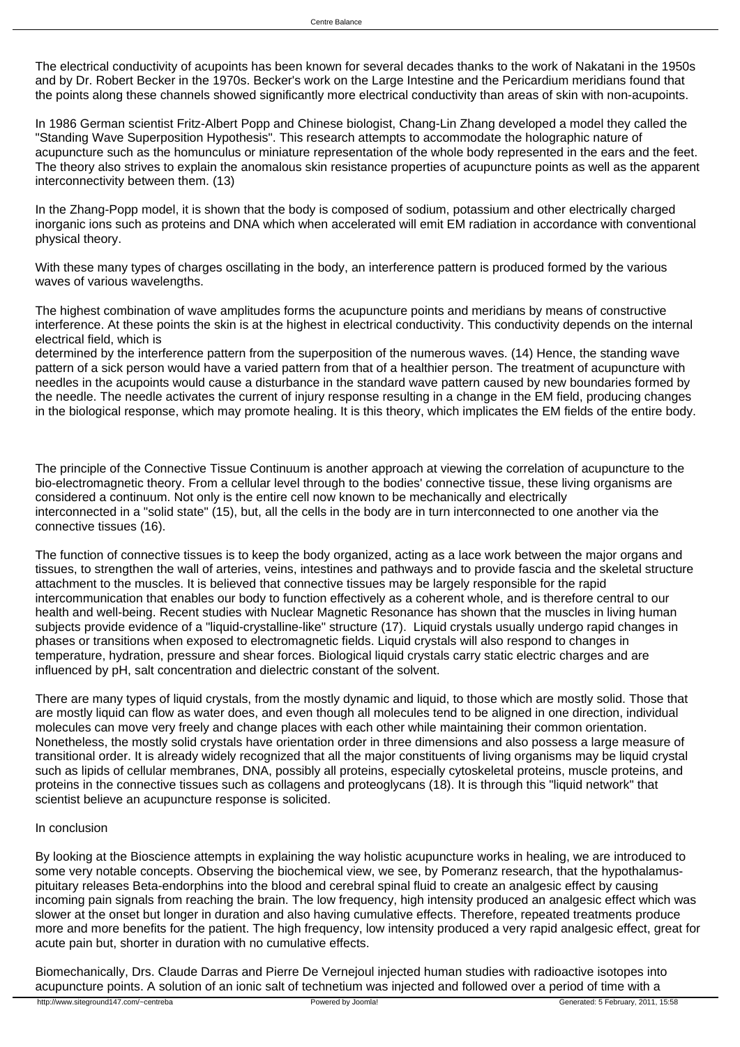The electrical conductivity of acupoints has been known for several decades thanks to the work of Nakatani in the 1950s and by Dr. Robert Becker in the 1970s. Becker's work on the Large Intestine and the Pericardium meridians found that the points along these channels showed significantly more electrical conductivity than areas of skin with non-acupoints.

In 1986 German scientist Fritz-Albert Popp and Chinese biologist, Chang-Lin Zhang developed a model they called the "Standing Wave Superposition Hypothesis". This research attempts to accommodate the holographic nature of acupuncture such as the homunculus or miniature representation of the whole body represented in the ears and the feet. The theory also strives to explain the anomalous skin resistance properties of acupuncture points as well as the apparent interconnectivity between them. (13)

In the Zhang-Popp model, it is shown that the body is composed of sodium, potassium and other electrically charged inorganic ions such as proteins and DNA which when accelerated will emit EM radiation in accordance with conventional physical theory.

With these many types of charges oscillating in the body, an interference pattern is produced formed by the various waves of various wavelengths.

The highest combination of wave amplitudes forms the acupuncture points and meridians by means of constructive interference. At these points the skin is at the highest in electrical conductivity. This conductivity depends on the internal electrical field, which is
determined by the interference pattern from the superposition of the numerous waves. (14) Hence, the standing wave pattern of a sick person would have a varied pattern from that of a healthier person. The treatment of acupuncture with needles in the acupoints would cause a disturbance in the standard wave pattern caused by new boundaries formed by the needle. The needle activates the current of injury response resulting in a change in the EM field, producing changes in the biological response, which may promote healing. It is this theory, which implicates the EM fields of the entire body.

The principle of the Connective Tissue Continuum is another approach at viewing the correlation of acupuncture to the bio-electromagnetic theory. From a cellular level through to the bodies' connective tissue, these living organisms are considered a continuum. Not only is the entire cell now known to be mechanically and electrically interconnected in a "solid state" (15), but, all the cells in the body are in turn interconnected to one another via the connective tissues (16).

The function of connective tissues is to keep the body organized, acting as a lace work between the major organs and tissues, to strengthen the wall of arteries, veins, intestines and pathways and to provide fascia and the skeletal structure attachment to the muscles. It is believed that connective tissues may be largely responsible for the rapid intercommunication that enables our body to function effectively as a coherent whole, and is therefore central to our health and well-being. Recent studies with Nuclear Magnetic Resonance has shown that the muscles in living human subjects provide evidence of a "liquid-crystalline-like" structure (17). Liquid crystals usually undergo rapid changes in phases or transitions when exposed to electromagnetic fields. Liquid crystals will also respond to changes in temperature, hydration, pressure and shear forces. Biological liquid crystals carry static electric charges and are influenced by pH, salt concentration and dielectric constant of the solvent.

There are many types of liquid crystals, from the mostly dynamic and liquid, to those which are mostly solid. Those that are mostly liquid can flow as water does, and even though all molecules tend to be aligned in one direction, individual molecules can move very freely and change places with each other while maintaining their common orientation. Nonetheless, the mostly solid crystals have orientation order in three dimensions and also possess a large measure of transitional order. It is already widely recognized that all the major constituents of living organisms may be liquid crystal such as lipids of cellular membranes, DNA, possibly all proteins, especially cytoskeletal proteins, muscle proteins, and proteins in the connective tissues such as collagens and proteoglycans (18). It is through this "liquid network" that scientist believe an acupuncture response is solicited.

In conclusion

By looking at the Bioscience attempts in explaining the way holistic acupuncture works in healing, we are introduced to some very notable concepts. Observing the biochemical view, we see, by Pomeranz research, that the hypothalamus-pituitary releases Beta-endorphins into the blood and cerebral spinal fluid to create an analgesic effect by causing incoming pain signals from reaching the brain. The low frequency, high intensity produced an analgesic effect which was slower at the onset but longer in duration and also having cumulative effects. Therefore, repeated treatments produce more and more benefits for the patient. The high frequency, low intensity produced a very rapid analgesic effect, great for acute pain but, shorter in duration with no cumulative effects.

Biomechanically, Drs. Claude Darras and Pierre De Vernejoul injected human studies with radioactive isotopes into acupuncture points. A solution of an ionic salt of technetium was injected and followed over a period of time with a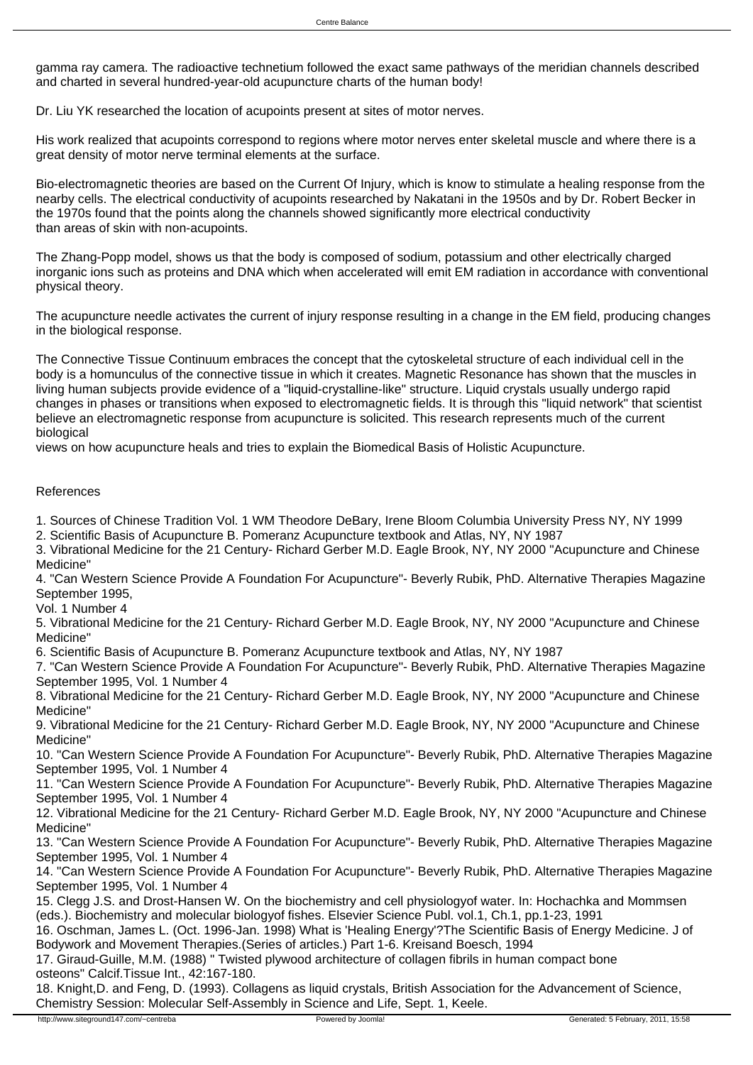gamma ray camera. The radioactive technetium followed the exact same pathways of the meridian channels described and charted in several hundred-year-old acupuncture charts of the human body!

Dr. Liu YK researched the location of acupoints present at sites of motor nerves.

His work realized that acupoints correspond to regions where motor nerves enter skeletal muscle and where there is a great density of motor nerve terminal elements at the surface.

Bio-electromagnetic theories are based on the Current Of Injury, which is know to stimulate a healing response from the nearby cells. The electrical conductivity of acupoints researched by Nakatani in the 1950s and by Dr. Robert Becker in the 1970s found that the points along the channels showed significantly more electrical conductivity than areas of skin with non-acupoints.

The Zhang-Popp model, shows us that the body is composed of sodium, potassium and other electrically charged inorganic ions such as proteins and DNA which when accelerated will emit EM radiation in accordance with conventional physical theory.

The acupuncture needle activates the current of injury response resulting in a change in the EM field, producing changes in the biological response.

The Connective Tissue Continuum embraces the concept that the cytoskeletal structure of each individual cell in the body is a homunculus of the connective tissue in which it creates. Magnetic Resonance has shown that the muscles in living human subjects provide evidence of a "liquid-crystalline-like" structure. Liquid crystals usually undergo rapid changes in phases or transitions when exposed to electromagnetic fields. It is through this "liquid network" that scientist believe an electromagnetic response from acupuncture is solicited. This research represents much of the current biological views on how acupuncture heals and tries to explain the Biomedical Basis of Holistic Acupuncture.

References

1. Sources of Chinese Tradition Vol. 1 WM Theodore DeBary, Irene Bloom Columbia University Press NY, NY 1999
2. Scientific Basis of Acupuncture B. Pomeranz Acupuncture textbook and Atlas, NY, NY 1987
3. Vibrational Medicine for the 21 Century- Richard Gerber M.D. Eagle Brook, NY, NY 2000 "Acupuncture and Chinese Medicine"
4. "Can Western Science Provide A Foundation For Acupuncture"- Beverly Rubik, PhD. Alternative Therapies Magazine September 1995, Vol. 1 Number 4
5. Vibrational Medicine for the 21 Century- Richard Gerber M.D. Eagle Brook, NY, NY 2000 "Acupuncture and Chinese Medicine"
6. Scientific Basis of Acupuncture B. Pomeranz Acupuncture textbook and Atlas, NY, NY 1987
7. "Can Western Science Provide A Foundation For Acupuncture"- Beverly Rubik, PhD. Alternative Therapies Magazine September 1995, Vol. 1 Number 4
8. Vibrational Medicine for the 21 Century- Richard Gerber M.D. Eagle Brook, NY, NY 2000 "Acupuncture and Chinese Medicine"
9. Vibrational Medicine for the 21 Century- Richard Gerber M.D. Eagle Brook, NY, NY 2000 "Acupuncture and Chinese Medicine"
10. "Can Western Science Provide A Foundation For Acupuncture"- Beverly Rubik, PhD. Alternative Therapies Magazine September 1995, Vol. 1 Number 4
11. "Can Western Science Provide A Foundation For Acupuncture"- Beverly Rubik, PhD. Alternative Therapies Magazine September 1995, Vol. 1 Number 4
12. Vibrational Medicine for the 21 Century- Richard Gerber M.D. Eagle Brook, NY, NY 2000 "Acupuncture and Chinese Medicine"
13. "Can Western Science Provide A Foundation For Acupuncture"- Beverly Rubik, PhD. Alternative Therapies Magazine September 1995, Vol. 1 Number 4
14. "Can Western Science Provide A Foundation For Acupuncture"- Beverly Rubik, PhD. Alternative Therapies Magazine September 1995, Vol. 1 Number 4
15. Clegg J.S. and Drost-Hansen W. On the biochemistry and cell physiologyof water. In: Hochachka and Mommsen (eds.). Biochemistry and molecular biologyof fishes. Elsevier Science Publ. vol.1, Ch.1, pp.1-23, 1991
16. Oschman, James L. (Oct. 1996-Jan. 1998) What is 'Healing Energy'?The Scientific Basis of Energy Medicine. J of Bodywork and Movement Therapies.(Series of articles.) Part 1-6. Kreisand Boesch, 1994
17. Giraud-Guille, M.M. (1988) " Twisted plywood architecture of collagen fibrils in human compact bone osteons" Calcif.Tissue Int., 42:167-180.
18. Knight,D. and Feng, D. (1993). Collagens as liquid crystals, British Association for the Advancement of Science, Chemistry Session: Molecular Self-Assembly in Science and Life, Sept. 1, Keele.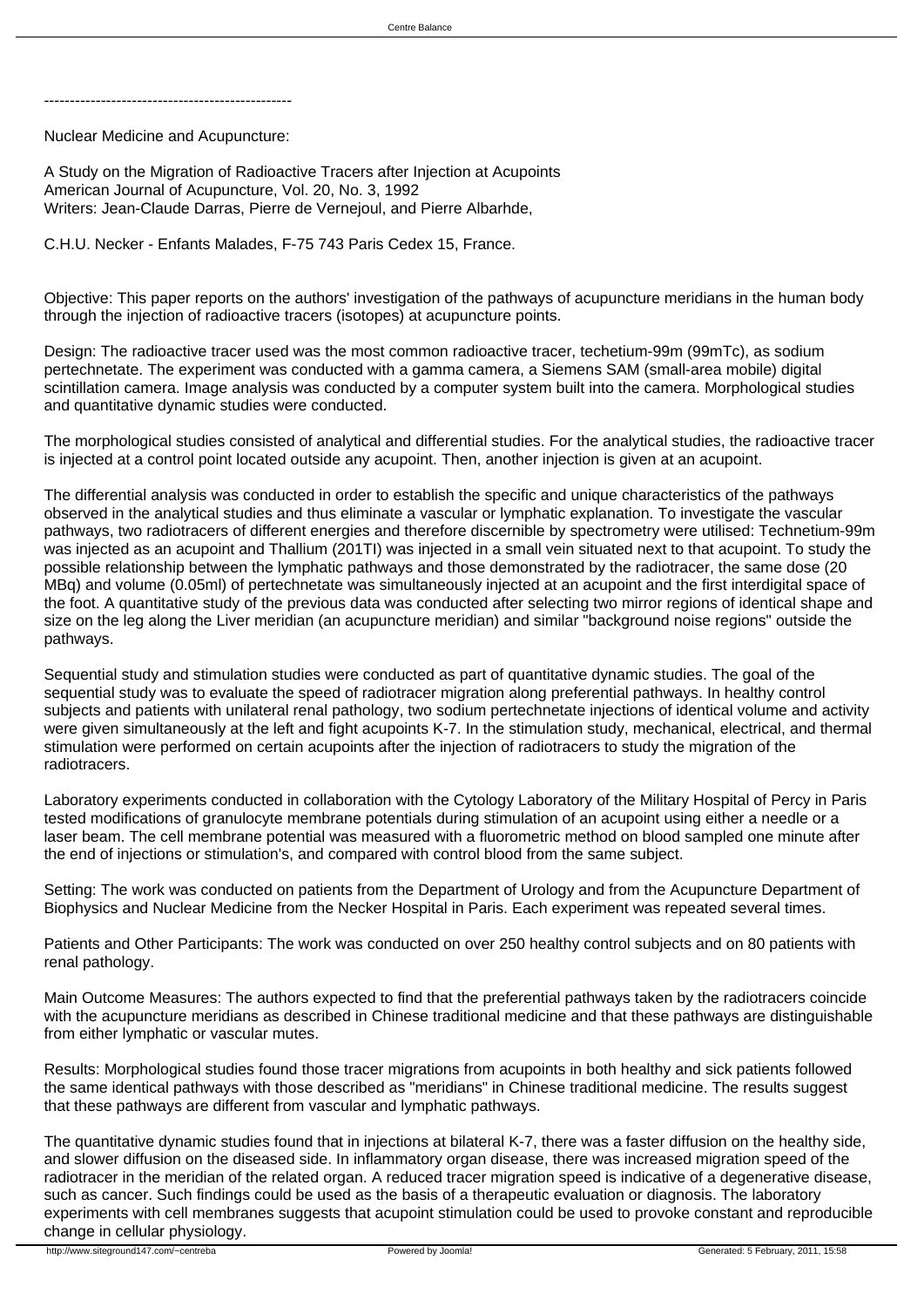------------------------------------------------

Nuclear Medicine and Acupuncture:

A Study on the Migration of Radioactive Tracers after Injection at Acupoints
American Journal of Acupuncture, Vol. 20, No. 3, 1992
Writers: Jean-Claude Darras, Pierre de Vernejoul, and Pierre Albarhde,

C.H.U. Necker - Enfants Malades, F-75 743 Paris Cedex 15, France.

Objective: This paper reports on the authors' investigation of the pathways of acupuncture meridians in the human body through the injection of radioactive tracers (isotopes) at acupuncture points.

Design: The radioactive tracer used was the most common radioactive tracer, techetium-99m (99mTc), as sodium pertechnetate. The experiment was conducted with a gamma camera, a Siemens SAM (small-area mobile) digital scintillation camera. Image analysis was conducted by a computer system built into the camera. Morphological studies and quantitative dynamic studies were conducted.

The morphological studies consisted of analytical and differential studies. For the analytical studies, the radioactive tracer is injected at a control point located outside any acupoint. Then, another injection is given at an acupoint.

The differential analysis was conducted in order to establish the specific and unique characteristics of the pathways observed in the analytical studies and thus eliminate a vascular or lymphatic explanation. To investigate the vascular pathways, two radiotracers of different energies and therefore discernible by spectrometry were utilised: Technetium-99m was injected as an acupoint and Thallium (201Tl) was injected in a small vein situated next to that acupoint. To study the possible relationship between the lymphatic pathways and those demonstrated by the radiotracer, the same dose (20 MBq) and volume (0.05ml) of pertechnetate was simultaneously injected at an acupoint and the first interdigital space of the foot. A quantitative study of the previous data was conducted after selecting two mirror regions of identical shape and size on the leg along the Liver meridian (an acupuncture meridian) and similar "background noise regions" outside the pathways.

Sequential study and stimulation studies were conducted as part of quantitative dynamic studies. The goal of the sequential study was to evaluate the speed of radiotracer migration along preferential pathways. In healthy control subjects and patients with unilateral renal pathology, two sodium pertechnetate injections of identical volume and activity were given simultaneously at the left and fight acupoints K-7. In the stimulation study, mechanical, electrical, and thermal stimulation were performed on certain acupoints after the injection of radiotracers to study the migration of the radiotracers.

Laboratory experiments conducted in collaboration with the Cytology Laboratory of the Military Hospital of Percy in Paris tested modifications of granulocyte membrane potentials during stimulation of an acupoint using either a needle or a laser beam. The cell membrane potential was measured with a fluorometric method on blood sampled one minute after the end of injections or stimulation's, and compared with control blood from the same subject.

Setting: The work was conducted on patients from the Department of Urology and from the Acupuncture Department of Biophysics and Nuclear Medicine from the Necker Hospital in Paris. Each experiment was repeated several times.

Patients and Other Participants: The work was conducted on over 250 healthy control subjects and on 80 patients with renal pathology.

Main Outcome Measures: The authors expected to find that the preferential pathways taken by the radiotracers coincide with the acupuncture meridians as described in Chinese traditional medicine and that these pathways are distinguishable from either lymphatic or vascular mutes.

Results: Morphological studies found those tracer migrations from acupoints in both healthy and sick patients followed the same identical pathways with those described as "meridians" in Chinese traditional medicine. The results suggest that these pathways are different from vascular and lymphatic pathways.

The quantitative dynamic studies found that in injections at bilateral K-7, there was a faster diffusion on the healthy side, and slower diffusion on the diseased side. In inflammatory organ disease, there was increased migration speed of the radiotracer in the meridian of the related organ. A reduced tracer migration speed is indicative of a degenerative disease, such as cancer. Such findings could be used as the basis of a therapeutic evaluation or diagnosis. The laboratory experiments with cell membranes suggests that acupoint stimulation could be used to provoke constant and reproducible change in cellular physiology.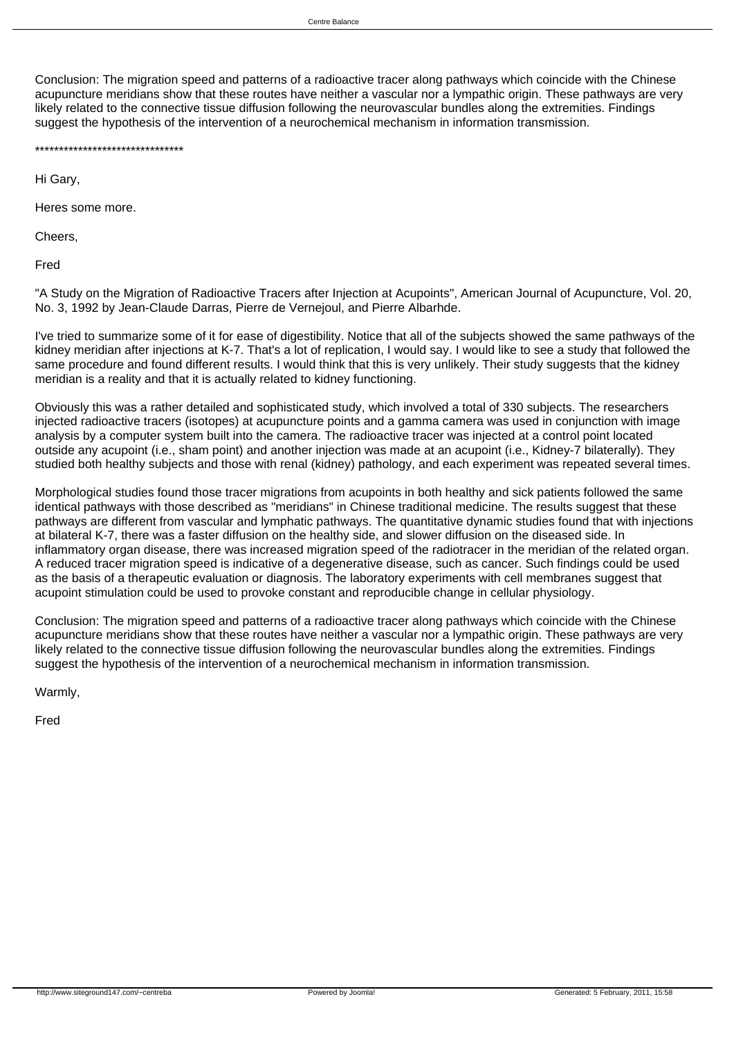Conclusion: The migration speed and patterns of a radioactive tracer along pathways which coincide with the Chinese acupuncture meridians show that these routes have neither a vascular nor a lympathic origin. These pathways are very likely related to the connective tissue diffusion following the neurovascular bundles along the extremities. Findings suggest the hypothesis of the intervention of a neurochemical mechanism in information transmission.

******************************

Hi Gary,

Heres some more.

Cheers,

Fred

"A Study on the Migration of Radioactive Tracers after Injection at Acupoints", American Journal of Acupuncture, Vol. 20, No. 3, 1992 by Jean-Claude Darras, Pierre de Vernejoul, and Pierre Albarhde.

I've tried to summarize some of it for ease of digestibility. Notice that all of the subjects showed the same pathways of the kidney meridian after injections at K-7. That's a lot of replication, I would say. I would like to see a study that followed the same procedure and found different results. I would think that this is very unlikely. Their study suggests that the kidney meridian is a reality and that it is actually related to kidney functioning.

Obviously this was a rather detailed and sophisticated study, which involved a total of 330 subjects. The researchers injected radioactive tracers (isotopes) at acupuncture points and a gamma camera was used in conjunction with image analysis by a computer system built into the camera. The radioactive tracer was injected at a control point located outside any acupoint (i.e., sham point) and another injection was made at an acupoint (i.e., Kidney-7 bilaterally). They studied both healthy subjects and those with renal (kidney) pathology, and each experiment was repeated several times.

Morphological studies found those tracer migrations from acupoints in both healthy and sick patients followed the same identical pathways with those described as "meridians" in Chinese traditional medicine. The results suggest that these pathways are different from vascular and lymphatic pathways. The quantitative dynamic studies found that with injections at bilateral K-7, there was a faster diffusion on the healthy side, and slower diffusion on the diseased side. In inflammatory organ disease, there was increased migration speed of the radiotracer in the meridian of the related organ. A reduced tracer migration speed is indicative of a degenerative disease, such as cancer. Such findings could be used as the basis of a therapeutic evaluation or diagnosis. The laboratory experiments with cell membranes suggest that acupoint stimulation could be used to provoke constant and reproducible change in cellular physiology.

Conclusion: The migration speed and patterns of a radioactive tracer along pathways which coincide with the Chinese acupuncture meridians show that these routes have neither a vascular nor a lympathic origin. These pathways are very likely related to the connective tissue diffusion following the neurovascular bundles along the extremities. Findings suggest the hypothesis of the intervention of a neurochemical mechanism in information transmission.

Warmly,

Fred